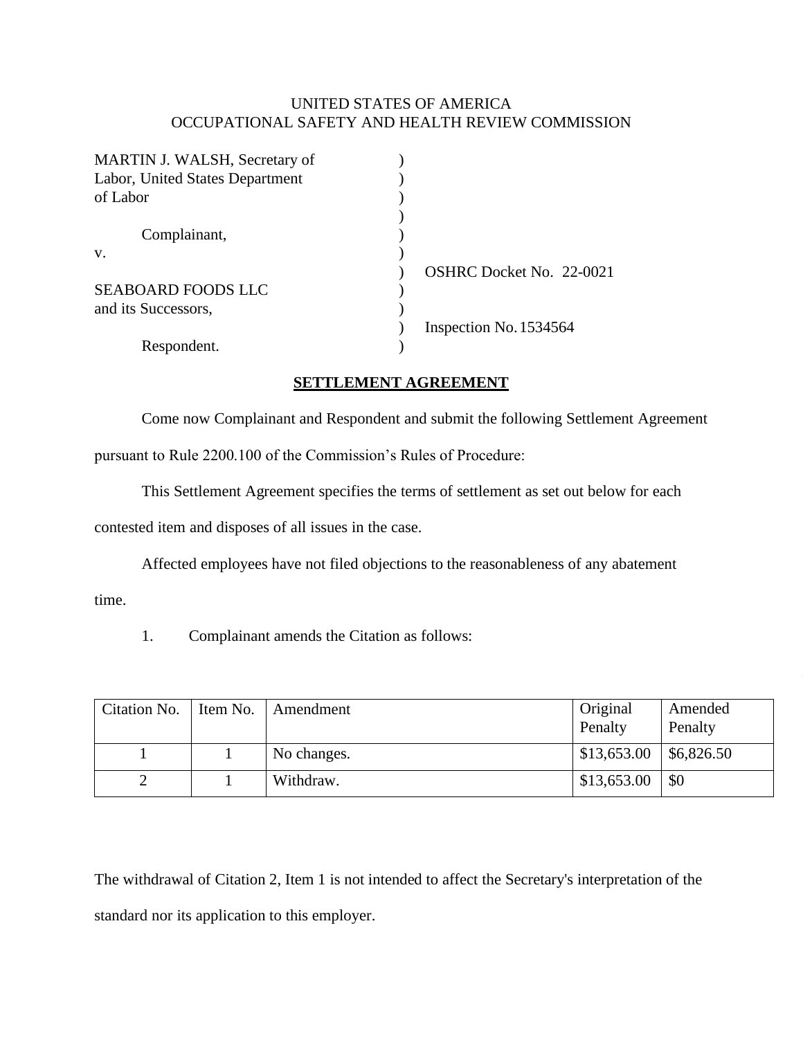UNITED STATES OF AMERICA
OCCUPATIONAL SAFETY AND HEALTH REVIEW COMMISSION

MARTIN J. WALSH, Secretary of Labor, United States Department of Labor

Complainant,

v.

SEABOARD FOODS LLC and its Successors,

Respondent.

OSHRC Docket No. 22-0021

Inspection No. 1534564

## SETTLEMENT AGREEMENT

Come now Complainant and Respondent and submit the following Settlement Agreement pursuant to Rule 2200.100 of the Commission's Rules of Procedure:

This Settlement Agreement specifies the terms of settlement as set out below for each contested item and disposes of all issues in the case.

Affected employees have not filed objections to the reasonableness of any abatement time.

1. Complainant amends the Citation as follows:

| Citation No. | Item No. | Amendment | Original Penalty | Amended Penalty |
|---|---|---|---|---|
| 1 | 1 | No changes. | $13,653.00 | $6,826.50 |
| 2 | 1 | Withdraw. | $13,653.00 | $0 |

The withdrawal of Citation 2, Item 1 is not intended to affect the Secretary's interpretation of the standard nor its application to this employer.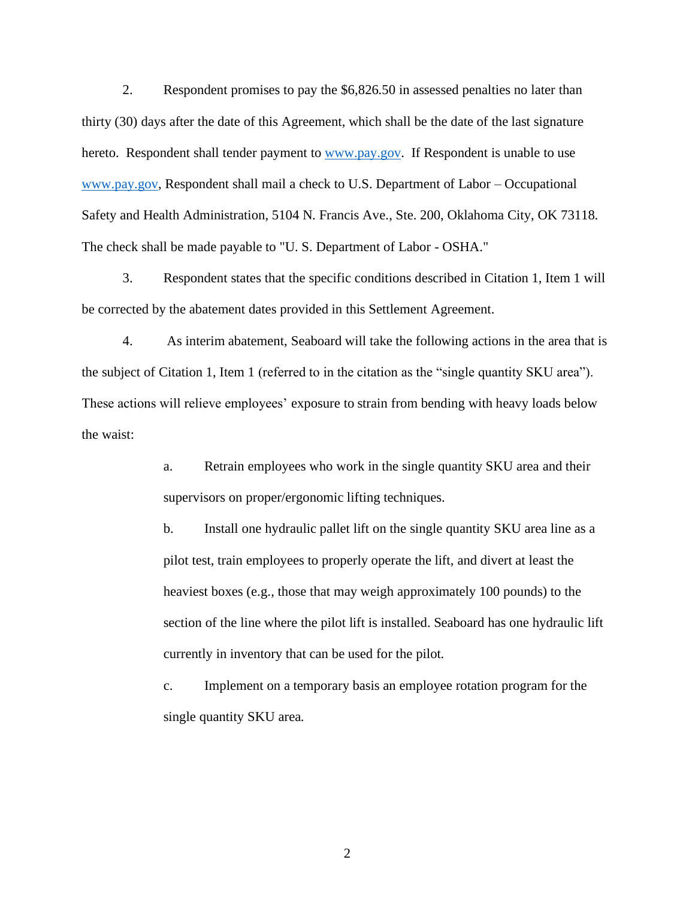2. Respondent promises to pay the $6,826.50 in assessed penalties no later than thirty (30) days after the date of this Agreement, which shall be the date of the last signature hereto. Respondent shall tender payment to www.pay.gov. If Respondent is unable to use www.pay.gov, Respondent shall mail a check to U.S. Department of Labor – Occupational Safety and Health Administration, 5104 N. Francis Ave., Ste. 200, Oklahoma City, OK 73118. The check shall be made payable to "U. S. Department of Labor - OSHA."

3. Respondent states that the specific conditions described in Citation 1, Item 1 will be corrected by the abatement dates provided in this Settlement Agreement.

4. As interim abatement, Seaboard will take the following actions in the area that is the subject of Citation 1, Item 1 (referred to in the citation as the "single quantity SKU area"). These actions will relieve employees' exposure to strain from bending with heavy loads below the waist:

> a. Retrain employees who work in the single quantity SKU area and their supervisors on proper/ergonomic lifting techniques.
>
> b. Install one hydraulic pallet lift on the single quantity SKU area line as a pilot test, train employees to properly operate the lift, and divert at least the heaviest boxes (e.g., those that may weigh approximately 100 pounds) to the section of the line where the pilot lift is installed. Seaboard has one hydraulic lift currently in inventory that can be used for the pilot.
>
> c. Implement on a temporary basis an employee rotation program for the single quantity SKU area.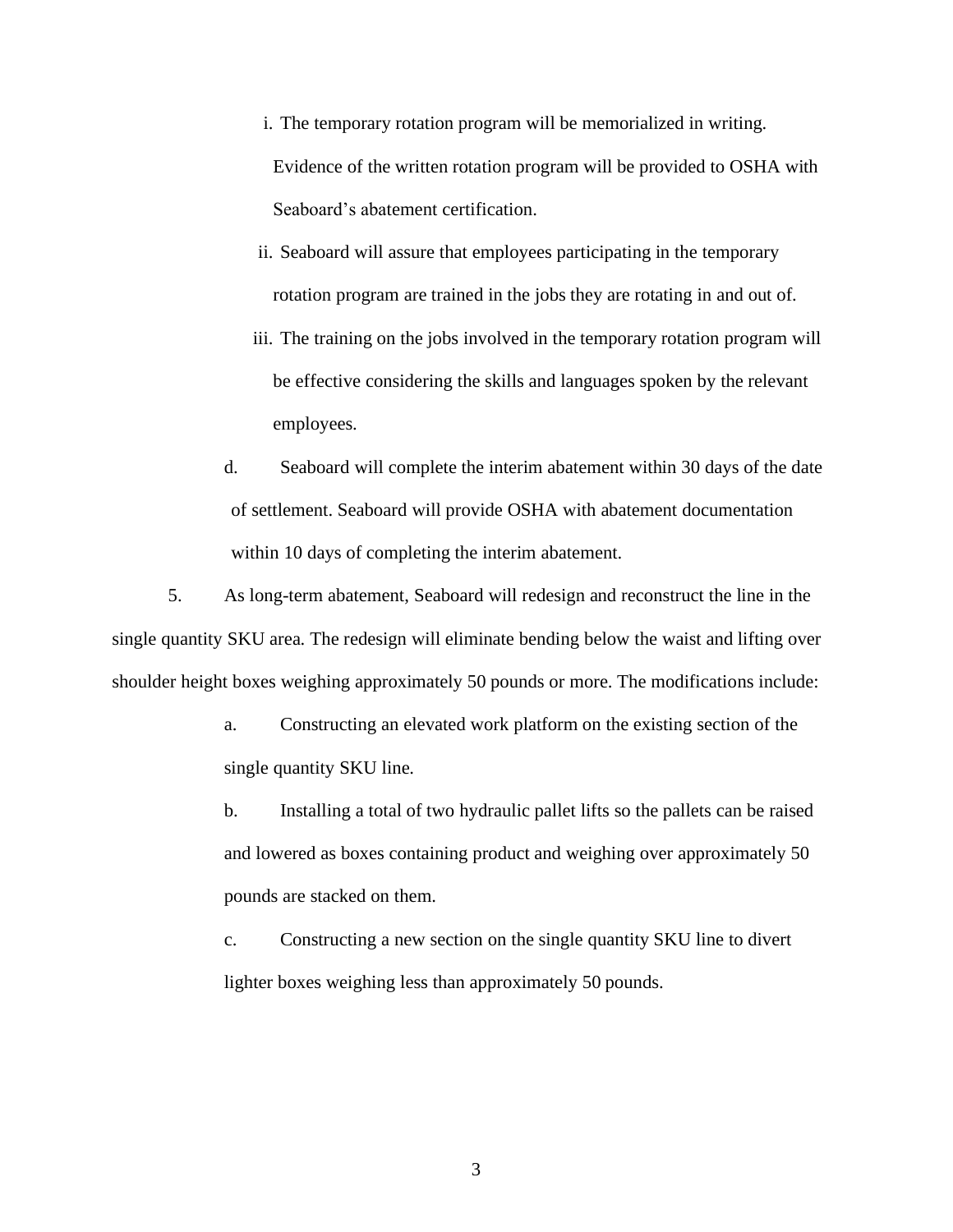i. The temporary rotation program will be memorialized in writing. Evidence of the written rotation program will be provided to OSHA with Seaboard's abatement certification.

ii. Seaboard will assure that employees participating in the temporary rotation program are trained in the jobs they are rotating in and out of.

iii. The training on the jobs involved in the temporary rotation program will be effective considering the skills and languages spoken by the relevant employees.

d. Seaboard will complete the interim abatement within 30 days of the date of settlement. Seaboard will provide OSHA with abatement documentation within 10 days of completing the interim abatement.

5. As long-term abatement, Seaboard will redesign and reconstruct the line in the single quantity SKU area. The redesign will eliminate bending below the waist and lifting over shoulder height boxes weighing approximately 50 pounds or more. The modifications include:

a. Constructing an elevated work platform on the existing section of the single quantity SKU line.

b. Installing a total of two hydraulic pallet lifts so the pallets can be raised and lowered as boxes containing product and weighing over approximately 50 pounds are stacked on them.

c. Constructing a new section on the single quantity SKU line to divert lighter boxes weighing less than approximately 50 pounds.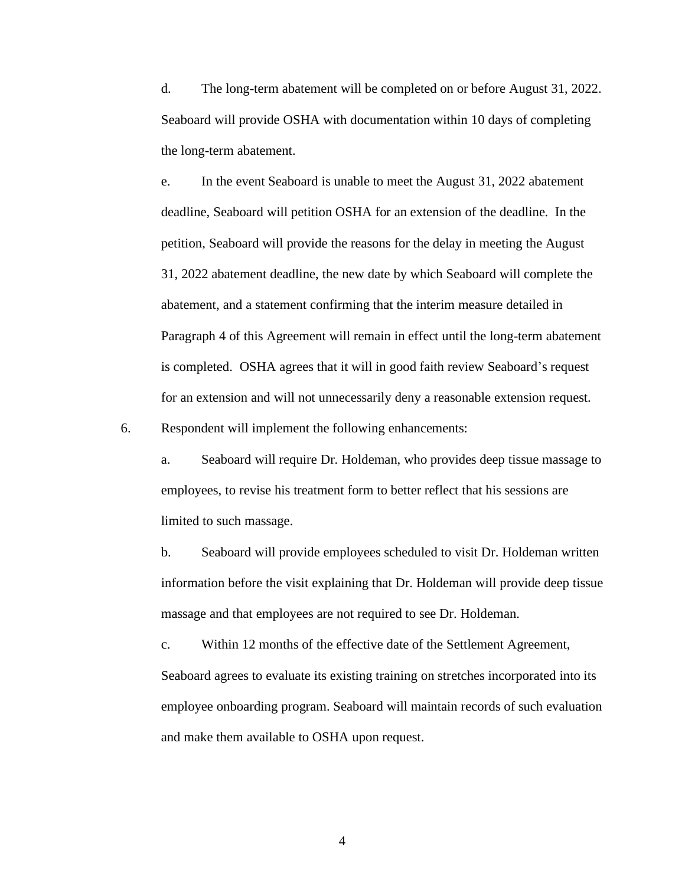d. The long-term abatement will be completed on or before August 31, 2022. Seaboard will provide OSHA with documentation within 10 days of completing the long-term abatement.

e. In the event Seaboard is unable to meet the August 31, 2022 abatement deadline, Seaboard will petition OSHA for an extension of the deadline. In the petition, Seaboard will provide the reasons for the delay in meeting the August 31, 2022 abatement deadline, the new date by which Seaboard will complete the abatement, and a statement confirming that the interim measure detailed in Paragraph 4 of this Agreement will remain in effect until the long-term abatement is completed. OSHA agrees that it will in good faith review Seaboard's request for an extension and will not unnecessarily deny a reasonable extension request.

6. Respondent will implement the following enhancements:

a. Seaboard will require Dr. Holdeman, who provides deep tissue massage to employees, to revise his treatment form to better reflect that his sessions are limited to such massage.

b. Seaboard will provide employees scheduled to visit Dr. Holdeman written information before the visit explaining that Dr. Holdeman will provide deep tissue massage and that employees are not required to see Dr. Holdeman.

c. Within 12 months of the effective date of the Settlement Agreement, Seaboard agrees to evaluate its existing training on stretches incorporated into its employee onboarding program. Seaboard will maintain records of such evaluation and make them available to OSHA upon request.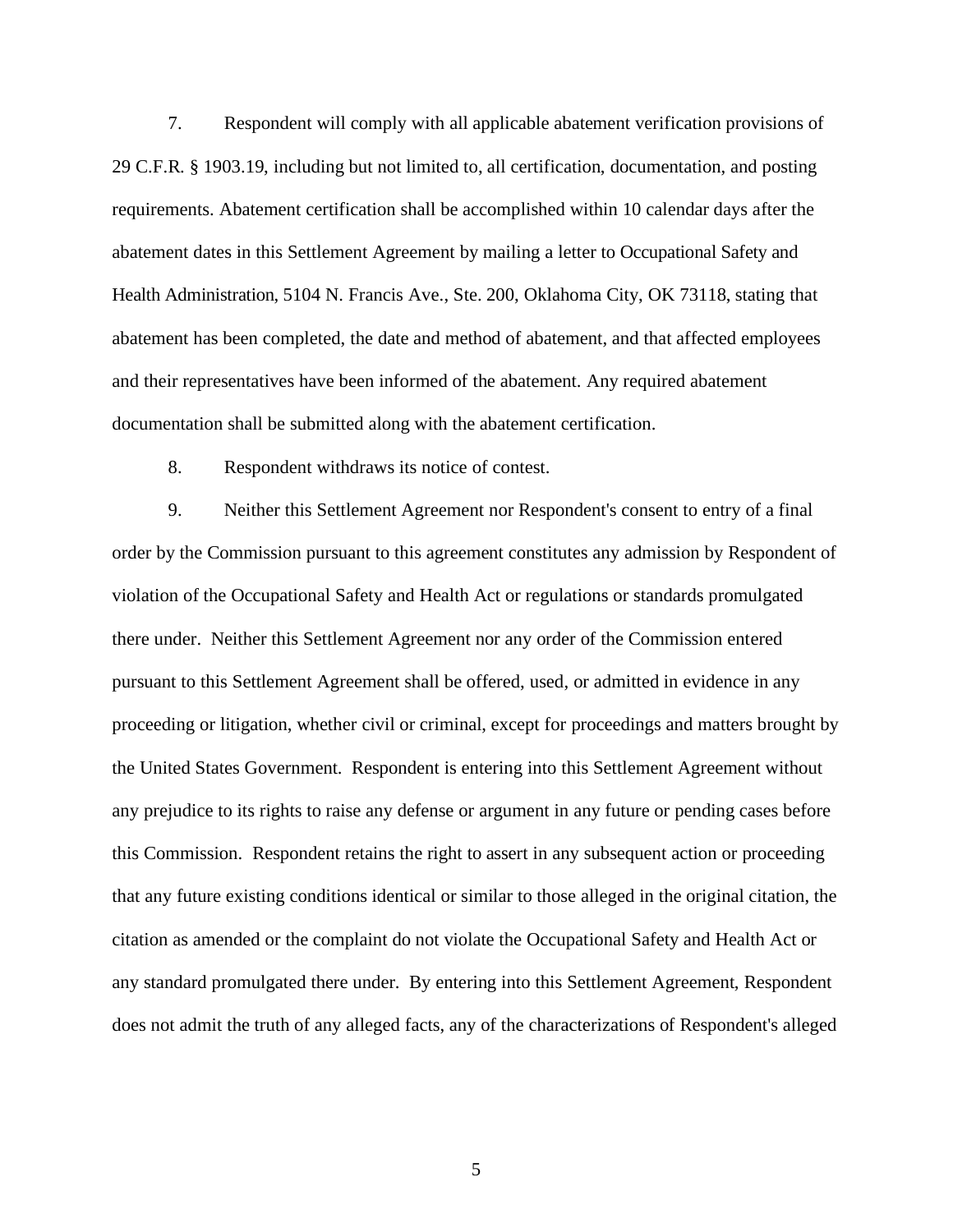7. Respondent will comply with all applicable abatement verification provisions of 29 C.F.R. § 1903.19, including but not limited to, all certification, documentation, and posting requirements. Abatement certification shall be accomplished within 10 calendar days after the abatement dates in this Settlement Agreement by mailing a letter to Occupational Safety and Health Administration, 5104 N. Francis Ave., Ste. 200, Oklahoma City, OK 73118, stating that abatement has been completed, the date and method of abatement, and that affected employees and their representatives have been informed of the abatement. Any required abatement documentation shall be submitted along with the abatement certification.

8. Respondent withdraws its notice of contest.

9. Neither this Settlement Agreement nor Respondent's consent to entry of a final order by the Commission pursuant to this agreement constitutes any admission by Respondent of violation of the Occupational Safety and Health Act or regulations or standards promulgated there under. Neither this Settlement Agreement nor any order of the Commission entered pursuant to this Settlement Agreement shall be offered, used, or admitted in evidence in any proceeding or litigation, whether civil or criminal, except for proceedings and matters brought by the United States Government. Respondent is entering into this Settlement Agreement without any prejudice to its rights to raise any defense or argument in any future or pending cases before this Commission. Respondent retains the right to assert in any subsequent action or proceeding that any future existing conditions identical or similar to those alleged in the original citation, the citation as amended or the complaint do not violate the Occupational Safety and Health Act or any standard promulgated there under. By entering into this Settlement Agreement, Respondent does not admit the truth of any alleged facts, any of the characterizations of Respondent's alleged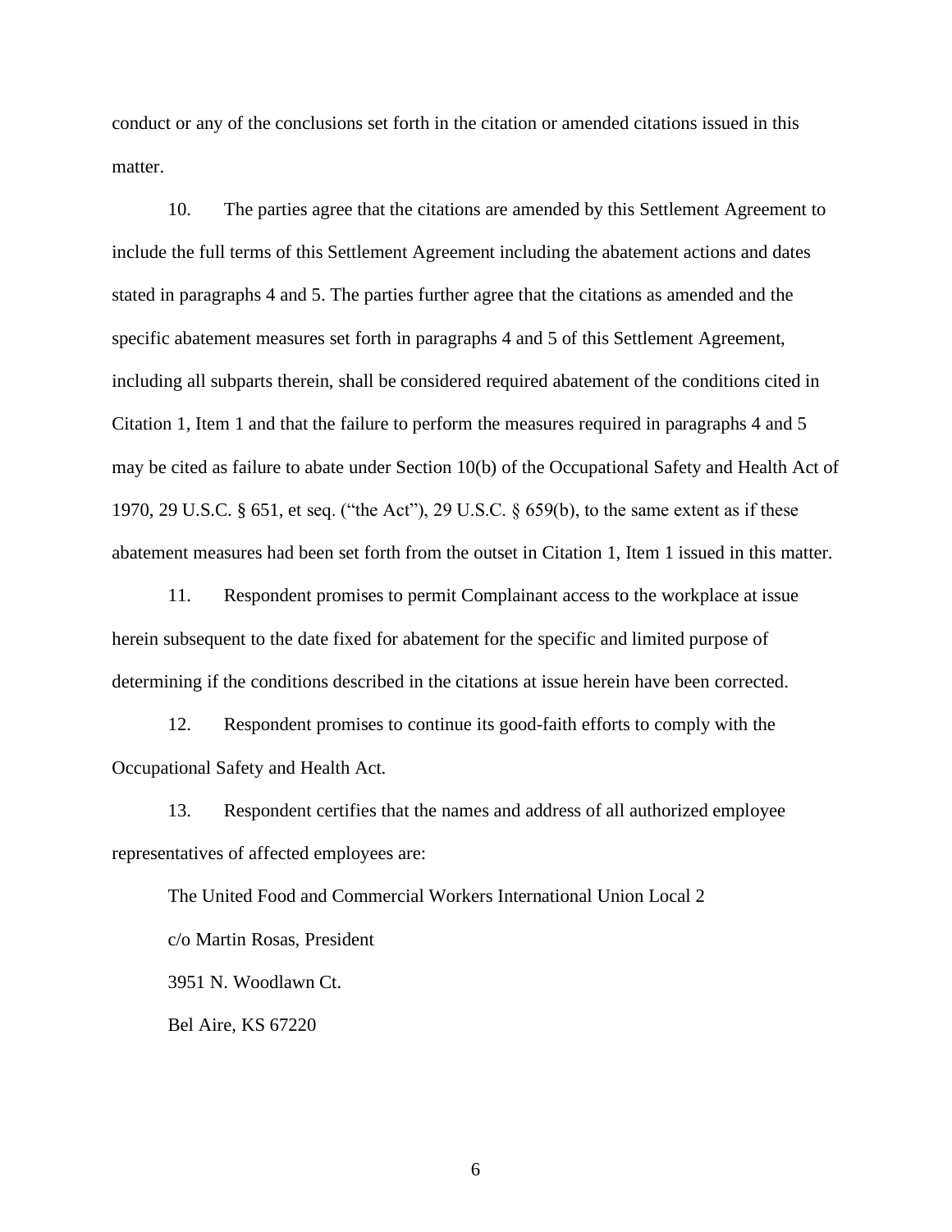conduct or any of the conclusions set forth in the citation or amended citations issued in this matter.

10. The parties agree that the citations are amended by this Settlement Agreement to include the full terms of this Settlement Agreement including the abatement actions and dates stated in paragraphs 4 and 5. The parties further agree that the citations as amended and the specific abatement measures set forth in paragraphs 4 and 5 of this Settlement Agreement, including all subparts therein, shall be considered required abatement of the conditions cited in Citation 1, Item 1 and that the failure to perform the measures required in paragraphs 4 and 5 may be cited as failure to abate under Section 10(b) of the Occupational Safety and Health Act of 1970, 29 U.S.C. § 651, et seq. ("the Act"), 29 U.S.C. § 659(b), to the same extent as if these abatement measures had been set forth from the outset in Citation 1, Item 1 issued in this matter.

11. Respondent promises to permit Complainant access to the workplace at issue herein subsequent to the date fixed for abatement for the specific and limited purpose of determining if the conditions described in the citations at issue herein have been corrected.

12. Respondent promises to continue its good-faith efforts to comply with the Occupational Safety and Health Act.

13. Respondent certifies that the names and address of all authorized employee representatives of affected employees are:

The United Food and Commercial Workers International Union Local 2

c/o Martin Rosas, President

3951 N. Woodlawn Ct.

Bel Aire, KS 67220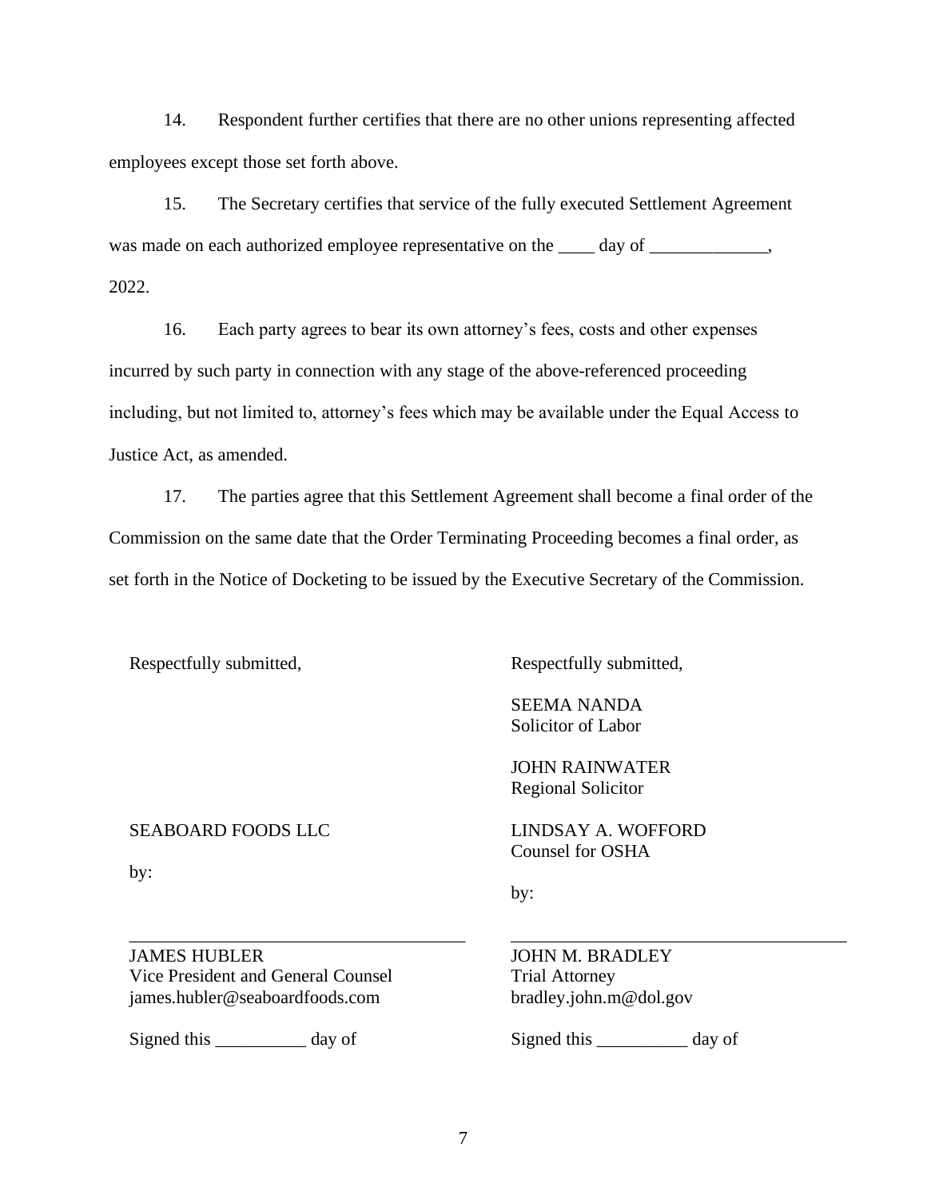14. Respondent further certifies that there are no other unions representing affected employees except those set forth above.

15. The Secretary certifies that service of the fully executed Settlement Agreement was made on each authorized employee representative on the ____ day of _____________, 2022.

16. Each party agrees to bear its own attorney's fees, costs and other expenses incurred by such party in connection with any stage of the above-referenced proceeding including, but not limited to, attorney's fees which may be available under the Equal Access to Justice Act, as amended.

17. The parties agree that this Settlement Agreement shall become a final order of the Commission on the same date that the Order Terminating Proceeding becomes a final order, as set forth in the Notice of Docketing to be issued by the Executive Secretary of the Commission.

Respectfully submitted,

SEABOARD FOODS LLC

by:

_____________________________________

JAMES HUBLER
Vice President and General Counsel
james.hubler@seaboardfoods.com

Signed this __________ day of

Respectfully submitted,

SEEMA NANDA
Solicitor of Labor

JOHN RAINWATER
Regional Solicitor

LINDSAY A. WOFFORD
Counsel for OSHA

by:

_____________________________________

JOHN M. BRADLEY
Trial Attorney
bradley.john.m@dol.gov

Signed this __________ day of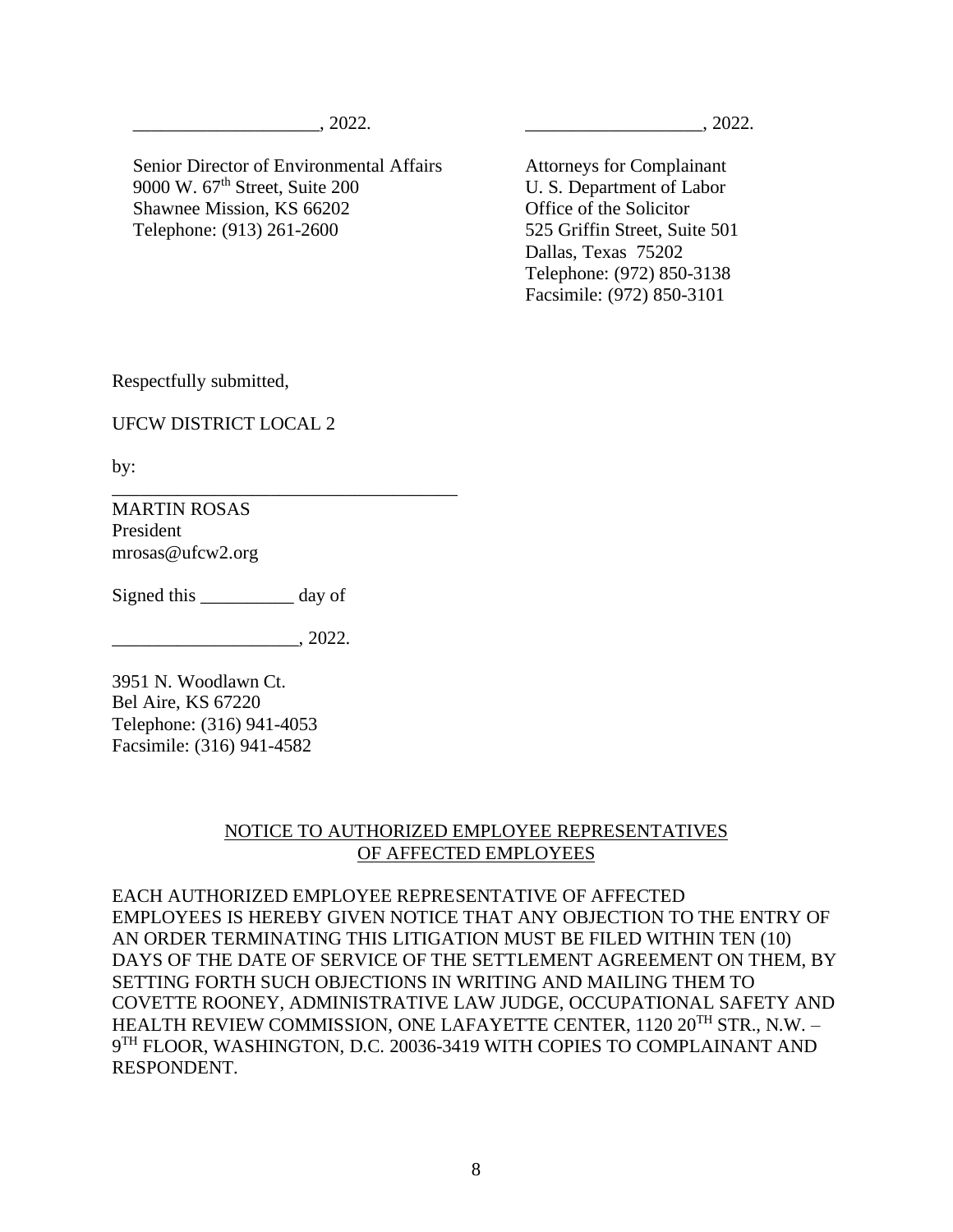\_\_\_\_\_\_\_\_\_\_\_\_\_\_\_\_\_\_\_\_, 2022.

Senior Director of Environmental Affairs
9000 W. 67th Street, Suite 200
Shawnee Mission, KS 66202
Telephone: (913) 261-2600

\_\_\_\_\_\_\_\_\_\_\_\_\_\_\_\_\_\_\_\_, 2022.

Attorneys for Complainant
U. S. Department of Labor
Office of the Solicitor
525 Griffin Street, Suite 501
Dallas, Texas 75202
Telephone: (972) 850-3138
Facsimile: (972) 850-3101

Respectfully submitted,

UFCW DISTRICT LOCAL 2

by:

\_\_\_\_\_\_\_\_\_\_\_\_\_\_\_\_\_\_\_\_\_\_\_\_\_\_\_\_\_\_\_\_\_\_\_\_\_\_
MARTIN ROSAS
President
mrosas@ufcw2.org

Signed this \_\_\_\_\_\_\_\_\_\_ day of

\_\_\_\_\_\_\_\_\_\_\_\_\_\_\_\_\_\_\_\_, 2022.

3951 N. Woodlawn Ct.
Bel Aire, KS 67220
Telephone: (316) 941-4053
Facsimile: (316) 941-4582

## NOTICE TO AUTHORIZED EMPLOYEE REPRESENTATIVES OF AFFECTED EMPLOYEES

EACH AUTHORIZED EMPLOYEE REPRESENTATIVE OF AFFECTED EMPLOYEES IS HEREBY GIVEN NOTICE THAT ANY OBJECTION TO THE ENTRY OF AN ORDER TERMINATING THIS LITIGATION MUST BE FILED WITHIN TEN (10) DAYS OF THE DATE OF SERVICE OF THE SETTLEMENT AGREEMENT ON THEM, BY SETTING FORTH SUCH OBJECTIONS IN WRITING AND MAILING THEM TO COVETTE ROONEY, ADMINISTRATIVE LAW JUDGE, OCCUPATIONAL SAFETY AND HEALTH REVIEW COMMISSION, ONE LAFAYETTE CENTER, 1120 20TH STR., N.W. – 9TH FLOOR, WASHINGTON, D.C. 20036-3419 WITH COPIES TO COMPLAINANT AND RESPONDENT.